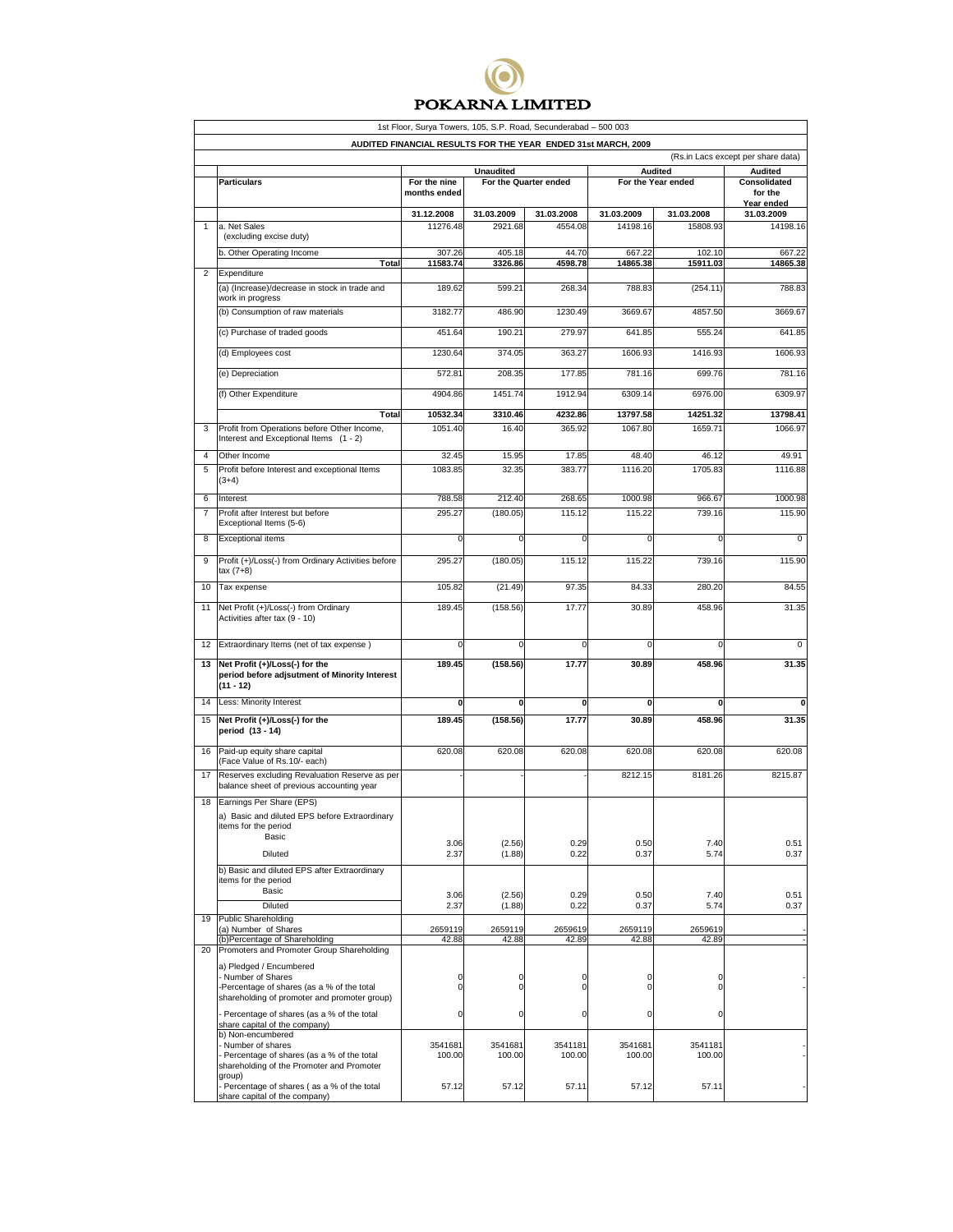# POKARNA LIMITED

1st Floor, Surya Towers, 105, S.P. Road, Secunderabad – 500 003

## AUDITED FINANCIAL RESULTS FOR THE YEAR ENDED 31st MARCH, 2009

(Rs.in Lacs except per share data)

| | Particulars | Unaudited | | | Audited | | Audited |
|---|---|---|---|---|---|---|---|
| | | For the nine months ended | For the Quarter ended | | For the Year ended | | Consolidated for the Year ended |
| | | 31.12.2008 | 31.03.2009 | 31.03.2008 | 31.03.2009 | 31.03.2008 | 31.03.2009 |
| 1 | a. Net Sales (excluding excise duty) | 11276.48 | 2921.68 | 4554.08 | 14198.16 | 15808.93 | 14198.16 |
| | b. Other Operating Income | 307.26 | 405.18 | 44.70 | 667.22 | 102.10 | 667.22 |
| | **Total** | **11583.74** | **3326.86** | **4598.78** | **14865.38** | **15911.03** | **14865.38** |
| 2 | Expenditure | | | | | | |
| | (a) (Increase)/decrease in stock in trade and work in progress | 189.62 | 599.21 | 268.34 | 788.83 | (254.11) | 788.83 |
| | (b) Consumption of raw materials | 3182.77 | 486.90 | 1230.49 | 3669.67 | 4857.50 | 3669.67 |
| | (c) Purchase of traded goods | 451.64 | 190.21 | 279.97 | 641.85 | 555.24 | 641.85 |
| | (d) Employees cost | 1230.64 | 374.05 | 363.27 | 1606.93 | 1416.93 | 1606.93 |
| | (e) Depreciation | 572.81 | 208.35 | 177.85 | 781.16 | 699.76 | 781.16 |
| | (f) Other Expenditure | 4904.86 | 1451.74 | 1912.94 | 6309.14 | 6976.00 | 6309.97 |
| | **Total** | **10532.34** | **3310.46** | **4232.86** | **13797.58** | **14251.32** | **13798.41** |
| 3 | Profit from Operations before Other Income, Interest and Exceptional Items (1 - 2) | 1051.40 | 16.40 | 365.92 | 1067.80 | 1659.71 | 1066.97 |
| 4 | Other Income | 32.45 | 15.95 | 17.85 | 48.40 | 46.12 | 49.91 |
| 5 | Profit before Interest and exceptional Items (3+4) | 1083.85 | 32.35 | 383.77 | 1116.20 | 1705.83 | 1116.88 |
| 6 | Interest | 788.58 | 212.40 | 268.65 | 1000.98 | 966.67 | 1000.98 |
| 7 | Profit after Interest but before Exceptional Items (5-6) | 295.27 | (180.05) | 115.12 | 115.22 | 739.16 | 115.90 |
| 8 | Exceptional items | 0 | 0 | 0 | 0 | 0 | 0 |
| 9 | Profit (+)/Loss(-) from Ordinary Activities before tax (7+8) | 295.27 | (180.05) | 115.12 | 115.22 | 739.16 | 115.90 |
| 10 | Tax expense | 105.82 | (21.49) | 97.35 | 84.33 | 280.20 | 84.55 |
| 11 | Net Profit (+)/Loss(-) from Ordinary Activities after tax (9 - 10) | 189.45 | (158.56) | 17.77 | 30.89 | 458.96 | 31.35 |
| 12 | Extraordinary Items (net of tax expense ) | 0 | 0 | 0 | 0 | 0 | 0 |
| 13 | **Net Profit (+)/Loss(-) for the period before adjsutment of Minority Interest (11 - 12)** | **189.45** | **(158.56)** | **17.77** | **30.89** | **458.96** | **31.35** |
| 14 | Less: Minority Interest | **0** | **0** | **0** | **0** | **0** | **0** |
| 15 | **Net Profit (+)/Loss(-) for the period (13 - 14)** | **189.45** | **(158.56)** | **17.77** | **30.89** | **458.96** | **31.35** |
| 16 | Paid-up equity share capital (Face Value of Rs.10/- each) | 620.08 | 620.08 | 620.08 | 620.08 | 620.08 | 620.08 |
| 17 | Reserves excluding Revaluation Reserve as per balance sheet of previous accounting year | - | - | - | 8212.15 | 8181.26 | 8215.87 |
| 18 | Earnings Per Share (EPS) | | | | | | |
| | a) Basic and diluted EPS before Extraordinary items for the period | | | | | | |
| | Basic | 3.06 | (2.56) | 0.29 | 0.50 | 7.40 | 0.51 |
| | Diluted | 2.37 | (1.88) | 0.22 | 0.37 | 5.74 | 0.37 |
| | b) Basic and diluted EPS after Extraordinary items for the period | | | | | | |
| | Basic | 3.06 | (2.56) | 0.29 | 0.50 | 7.40 | 0.51 |
| | Diluted | 2.37 | (1.88) | 0.22 | 0.37 | 5.74 | 0.37 |
| 19 | Public Shareholding | | | | | | |
| | (a) Number of Shares | 2659119 | 2659119 | 2659619 | 2659119 | 2659619 | - |
| | (b)Percentage of Shareholding | 42.88 | 42.88 | 42.89 | 42.88 | 42.89 | - |
| 20 | Promoters and Promoter Group Shareholding | | | | | | |
| | a) Pledged / Encumbered | | | | | | |
| | - Number of Shares | 0 | 0 | 0 | 0 | 0 | - |
| | -Percentage of shares (as a % of the total shareholding of promoter and promoter group) | 0 | 0 | 0 | 0 | 0 | - |
| | - Percentage of shares (as a % of the total share capital of the company) | 0 | 0 | 0 | 0 | 0 | |
| | b) Non-encumbered | | | | | | |
| | - Number of shares | 3541681 | 3541681 | 3541181 | 3541681 | 3541181 | - |
| | - Percentage of shares (as a % of the total shareholding of the Promoter and Promoter group) | 100.00 | 100.00 | 100.00 | 100.00 | 100.00 | - |
| | - Percentage of shares ( as a % of the total share capital of the company) | 57.12 | 57.12 | 57.11 | 57.12 | 57.11 | - |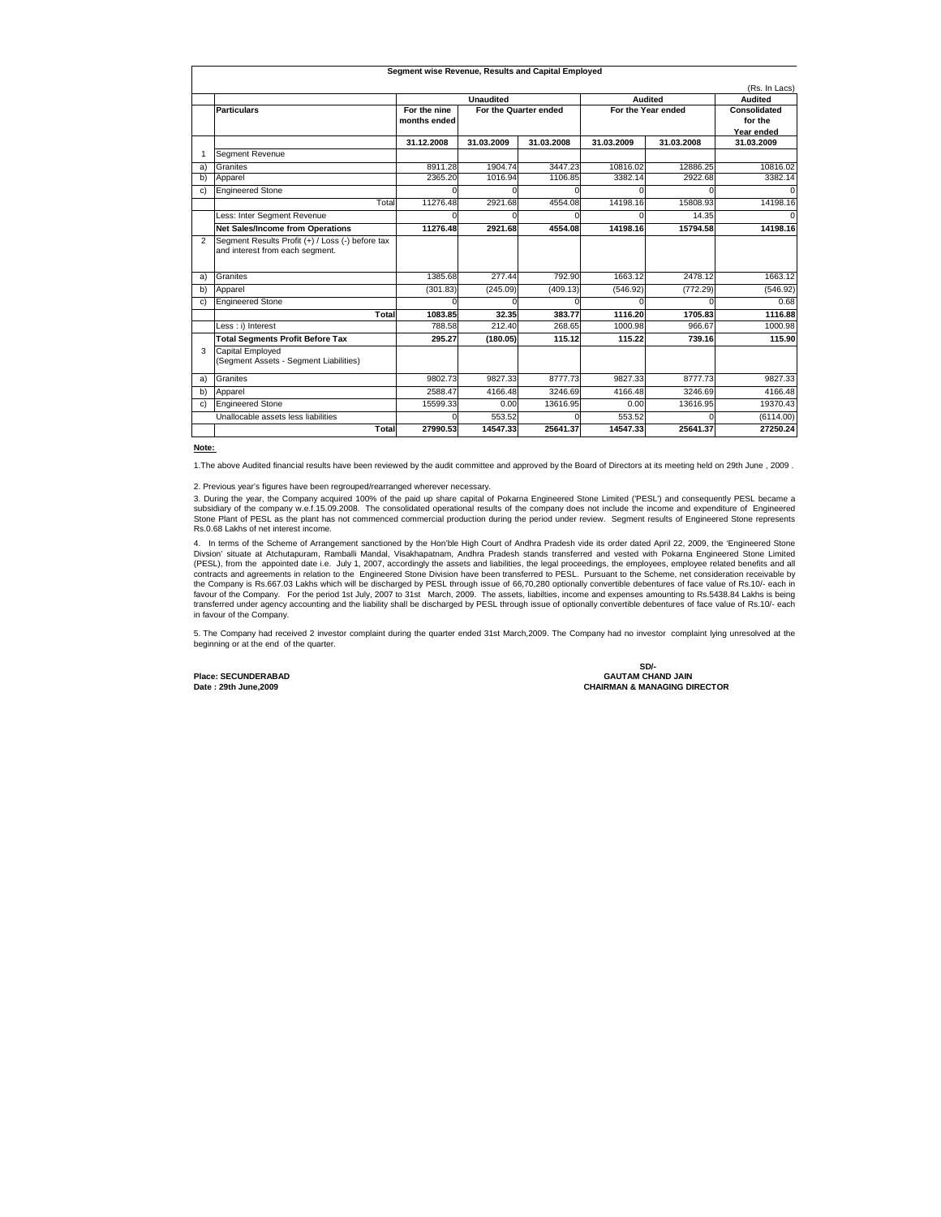**Segment wise Revenue, Results and Capital Employed**

(Rs. In Lacs)

| | Particulars | Unaudited | | | Audited | | Audited |
|---|---|---|---|---|---|---|---|
| | | For the nine months ended | For the Quarter ended | | For the Year ended | | Consolidated for the Year ended |
| | | 31.12.2008 | 31.03.2009 | 31.03.2008 | 31.03.2009 | 31.03.2008 | 31.03.2009 |
| 1 | Segment Revenue | | | | | | |
| a) | Granites | 8911.28 | 1904.74 | 3447.23 | 10816.02 | 12886.25 | 10816.02 |
| b) | Apparel | 2365.20 | 1016.94 | 1106.85 | 3382.14 | 2922.68 | 3382.14 |
| c) | Engineered Stone | 0 | 0 | 0 | 0 | 0 | 0 |
| | Total | 11276.48 | 2921.68 | 4554.08 | 14198.16 | 15808.93 | 14198.16 |
| | Less: Inter Segment Revenue | 0 | 0 | 0 | 0 | 14.35 | 0 |
| | **Net Sales/Income from Operations** | **11276.48** | **2921.68** | **4554.08** | **14198.16** | **15794.58** | **14198.16** |
| 2 | Segment Results Profit (+) / Loss (-) before tax and interest from each segment. | | | | | | |
| a) | Granites | 1385.68 | 277.44 | 792.90 | 1663.12 | 2478.12 | 1663.12 |
| b) | Apparel | (301.83) | (245.09) | (409.13) | (546.92) | (772.29) | (546.92) |
| c) | Engineered Stone | 0 | 0 | 0 | 0 | 0 | 0.68 |
| | **Total** | **1083.85** | **32.35** | **383.77** | **1116.20** | **1705.83** | **1116.88** |
| | Less : i) Interest | 788.58 | 212.40 | 268.65 | 1000.98 | 966.67 | 1000.98 |
| | **Total Segments Profit Before Tax** | **295.27** | **(180.05)** | **115.12** | **115.22** | **739.16** | **115.90** |
| 3 | Capital Employed (Segment Assets - Segment Liabilities) | | | | | | |
| a) | Granites | 9802.73 | 9827.33 | 8777.73 | 9827.33 | 8777.73 | 9827.33 |
| b) | Apparel | 2588.47 | 4166.48 | 3246.69 | 4166.48 | 3246.69 | 4166.48 |
| c) | Engineered Stone | 15599.33 | 0.00 | 13616.95 | 0.00 | 13616.95 | 19370.43 |
| | Unallocable assets less liabilities | 0 | 553.52 | 0 | 553.52 | 0 | (6114.00) |
| | **Total** | **27990.53** | **14547.33** | **25641.37** | **14547.33** | **25641.37** | **27250.24** |

**Note:**

1.The above Audited financial results have been reviewed by the audit committee and approved by the Board of Directors at its meeting held on 29th June , 2009 .

2. Previous year's figures have been regrouped/rearranged wherever necessary.

3. During the year, the Company acquired 100% of the paid up share capital of Pokarna Engineered Stone Limited ('PESL') and consequently PESL became a subsidiary of the company w.e.f.15.09.2008. The consolidated operational results of the company does not include the income and expenditure of Engineered Stone Plant of PESL as the plant has not commenced commercial production during the period under review. Segment results of Engineered Stone represents Rs.0.68 Lakhs of net interest income.

4. In terms of the Scheme of Arrangement sanctioned by the Hon'ble High Court of Andhra Pradesh vide its order dated April 22, 2009, the 'Engineered Stone Divsion' situate at Atchutapuram, Ramballi Mandal, Visakhapatnam, Andhra Pradesh stands transferred and vested with Pokarna Engineered Stone Limited (PESL), from the appointed date i.e. July 1, 2007, accordingly the assets and liabilities, the legal proceedings, the employees, employee related benefits and all contracts and agreements in relation to the Engineered Stone Division have been transferred to PESL. Pursuant to the Scheme, net consideration receivable by the Company is Rs.667.03 Lakhs which will be discharged by PESL through issue of 66,70,280 optionally convertible debentures of face value of Rs.10/- each in favour of the Company. For the period 1st July, 2007 to 31st March, 2009. The assets, liabilties, income and expenses amounting to Rs.5438.84 Lakhs is being transferred under agency accounting and the liability shall be discharged by PESL through issue of optionally convertible debentures of face value of Rs.10/- each in favour of the Company.

5. The Company had received 2 investor complaint during the quarter ended 31st March,2009. The Company had no investor complaint lying unresolved at the beginning or at the end of the quarter.

SD/-
**GAUTAM CHAND JAIN**
**CHAIRMAN & MANAGING DIRECTOR**

**Place: SECUNDERABAD**
**Date : 29th June,2009**